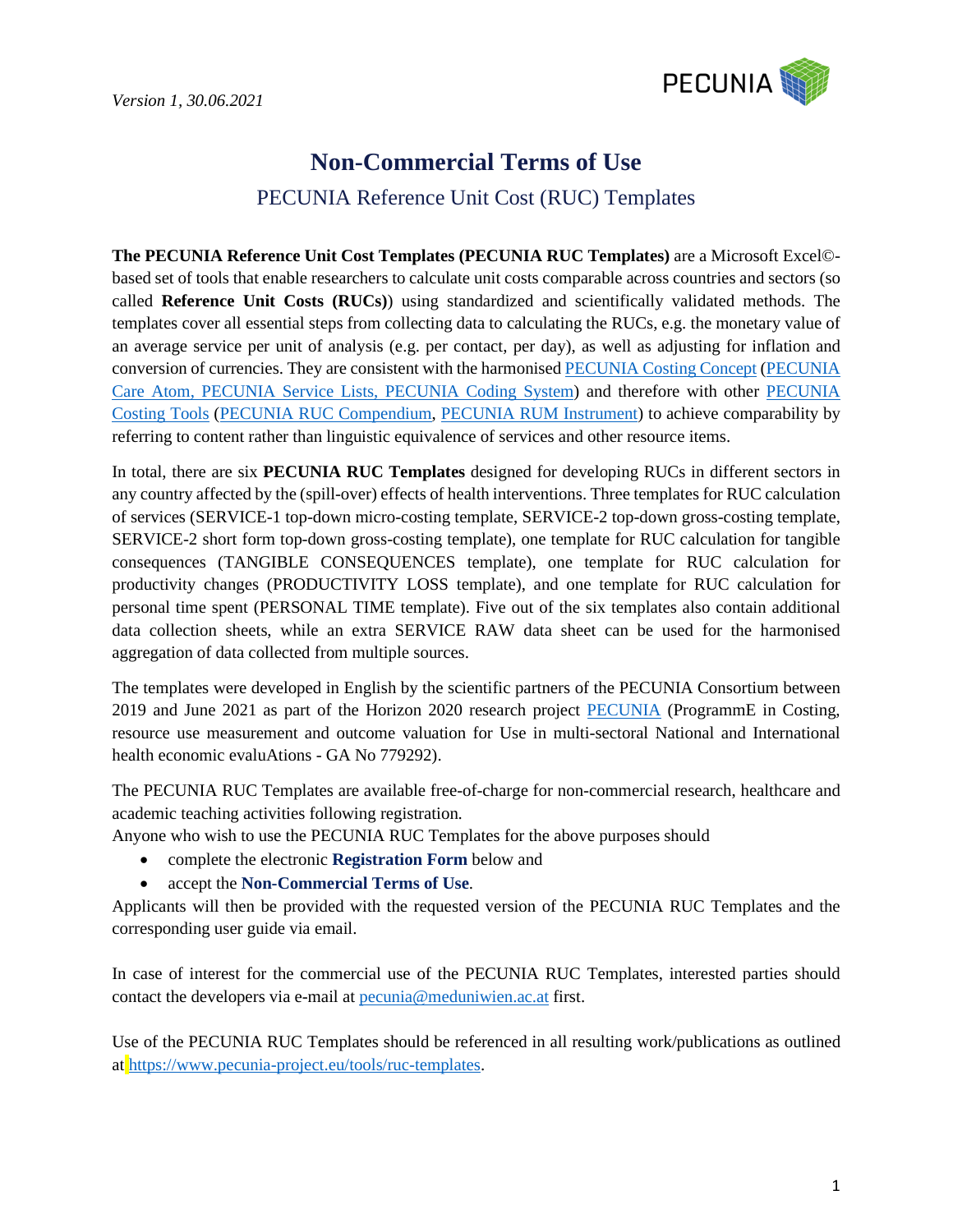*Version 1, 30.06.2021*

# Non-Commercial Terms of Use

## PECUNIA Reference Unit Cost (RUC) Templates

**The PECUNIA Reference Unit Cost Templates (PECUNIA RUC Templates)** are a Microsoft Excel©-based set of tools that enable researchers to calculate unit costs comparable across countries and sectors (so called **Reference Unit Costs (RUCs)**) using standardized and scientifically validated methods. The templates cover all essential steps from collecting data to calculating the RUCs, e.g. the monetary value of an average service per unit of analysis (e.g. per contact, per day), as well as adjusting for inflation and conversion of currencies. They are consistent with the harmonised PECUNIA Costing Concept (PECUNIA Care Atom, PECUNIA Service Lists, PECUNIA Coding System) and therefore with other PECUNIA Costing Tools (PECUNIA RUC Compendium, PECUNIA RUM Instrument) to achieve comparability by referring to content rather than linguistic equivalence of services and other resource items.

In total, there are six **PECUNIA RUC Templates** designed for developing RUCs in different sectors in any country affected by the (spill-over) effects of health interventions. Three templates for RUC calculation of services (SERVICE-1 top-down micro-costing template, SERVICE-2 top-down gross-costing template, SERVICE-2 short form top-down gross-costing template), one template for RUC calculation for tangible consequences (TANGIBLE CONSEQUENCES template), one template for RUC calculation for productivity changes (PRODUCTIVITY LOSS template), and one template for RUC calculation for personal time spent (PERSONAL TIME template). Five out of the six templates also contain additional data collection sheets, while an extra SERVICE RAW data sheet can be used for the harmonised aggregation of data collected from multiple sources.

The templates were developed in English by the scientific partners of the PECUNIA Consortium between 2019 and June 2021 as part of the Horizon 2020 research project PECUNIA (ProgrammE in Costing, resource use measurement and outcome valuation for Use in multi-sectoral National and International health economic evaluAtions - GA No 779292).

The PECUNIA RUC Templates are available free-of-charge for non-commercial research, healthcare and academic teaching activities following registration.
Anyone who wish to use the PECUNIA RUC Templates for the above purposes should

- complete the electronic **Registration Form** below and
- accept the **Non-Commercial Terms of Use**.

Applicants will then be provided with the requested version of the PECUNIA RUC Templates and the corresponding user guide via email.

In case of interest for the commercial use of the PECUNIA RUC Templates, interested parties should contact the developers via e-mail at pecunia@meduniwien.ac.at first.

Use of the PECUNIA RUC Templates should be referenced in all resulting work/publications as outlined at https://www.pecunia-project.eu/tools/ruc-templates.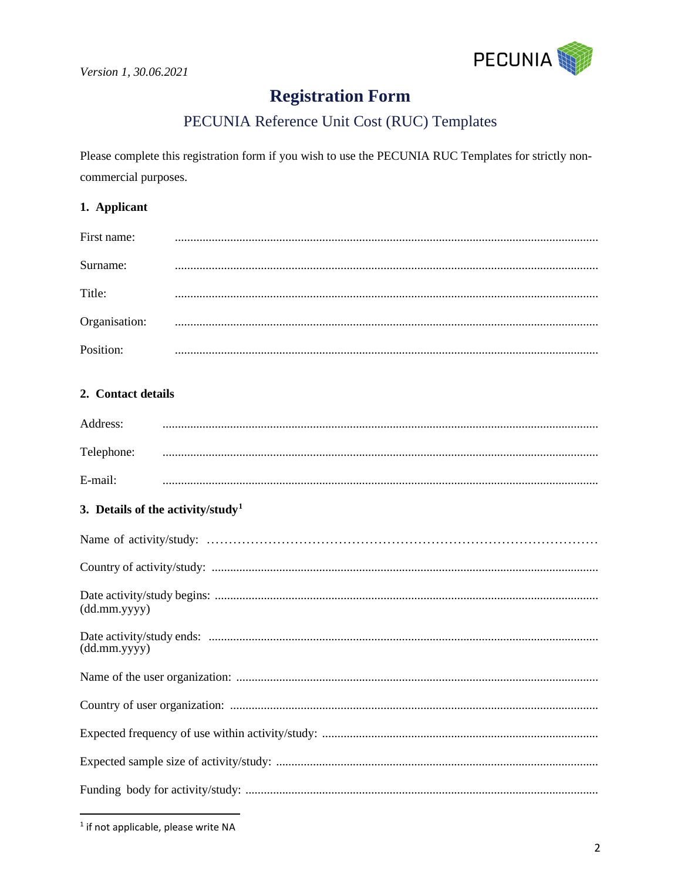*Version 1, 30.06.2021*

# Registration Form

## PECUNIA Reference Unit Cost (RUC) Templates

Please complete this registration form if you wish to use the PECUNIA RUC Templates for strictly non-commercial purposes.

### 1. Applicant

First name: ..........................................................................................................................

Surname: ..........................................................................................................................

Title: ..........................................................................................................................

Organisation: ..........................................................................................................................

Position: ..........................................................................................................................

### 2. Contact details

Address: ..........................................................................................................................

Telephone: ..........................................................................................................................

E-mail: ..........................................................................................................................

### 3. Details of the activity/study[1]

Name of activity/study: ..........................................................................................

Country of activity/study: ..........................................................................................

Date activity/study begins: ..........................................................................................
(dd.mm.yyyy)

Date activity/study ends: ..........................................................................................
(dd.mm.yyyy)

Name of the user organization: ..........................................................................................

Country of user organization: ..........................................................................................

Expected frequency of use within activity/study: ..........................................................................................

Expected sample size of activity/study: ..........................................................................................

Funding body for activity/study: ..........................................................................................

[1] if not applicable, please write NA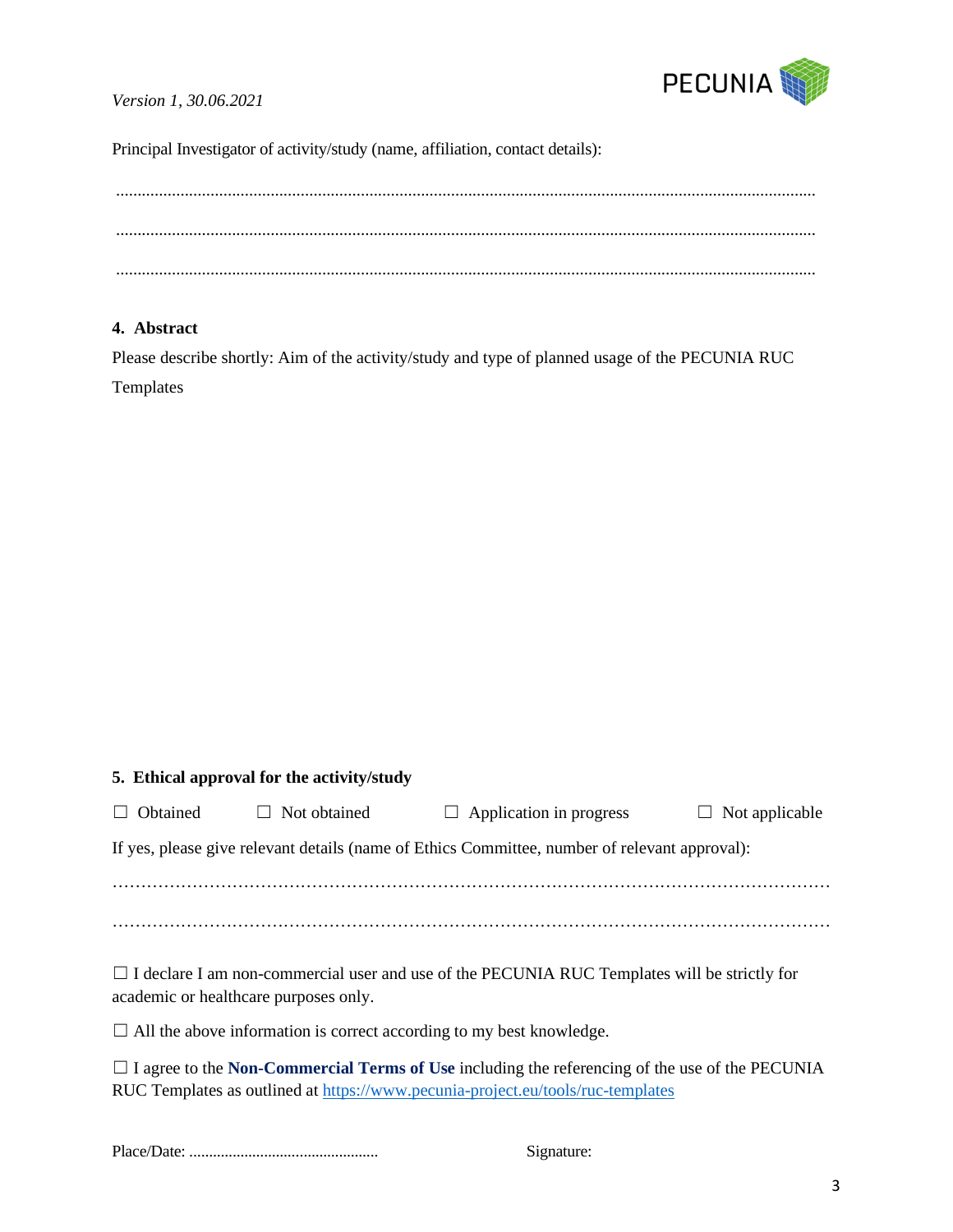Principal Investigator of activity/study (name, affiliation, contact details):

........................................................................................................................................................

........................................................................................................................................................

........................................................................................................................................................

## 4. Abstract

Please describe shortly: Aim of the activity/study and type of planned usage of the PECUNIA RUC Templates

## 5. Ethical approval for the activity/study

☐ Obtained ☐ Not obtained ☐ Application in progress ☐ Not applicable

If yes, please give relevant details (name of Ethics Committee, number of relevant approval):

……………………………………………………………………………………………………………

……………………………………………………………………………………………………………

☐ I declare I am non-commercial user and use of the PECUNIA RUC Templates will be strictly for academic or healthcare purposes only.

☐ All the above information is correct according to my best knowledge.

☐ I agree to the **Non-Commercial Terms of Use** including the referencing of the use of the PECUNIA RUC Templates as outlined at https://www.pecunia-project.eu/tools/ruc-templates

Place/Date: ................................................ Signature: